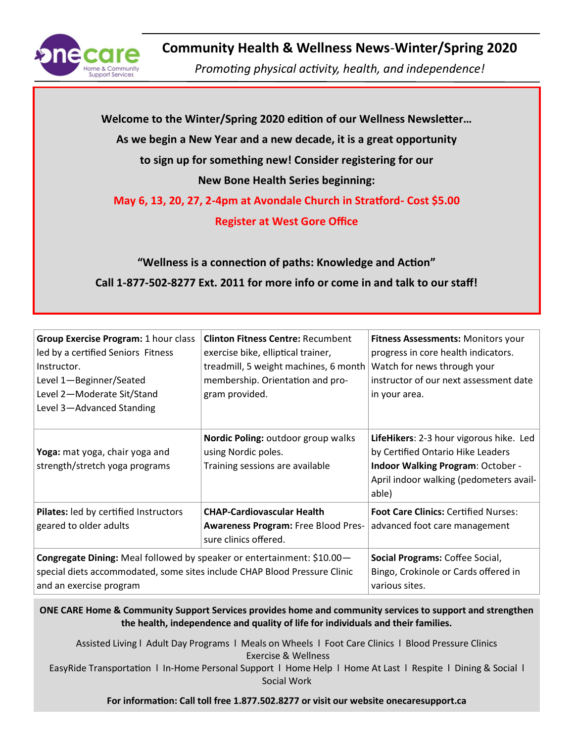# Community Health & Wellness News-Winter/Spring 2020

*Promoting physical activity, health, and independence!*

**Welcome to the Winter/Spring 2020 edition of our Wellness Newsletter…**

**As we begin a New Year and a new decade, it is a great opportunity to sign up for something new! Consider registering for our New Bone Health Series beginning:**

**May 6, 13, 20, 27, 2-4pm at Avondale Church in Stratford- Cost $5.00**

**Register at West Gore Office**

**"Wellness is a connection of paths: Knowledge and Action"**

**Call 1-877-502-8277 Ext. 2011 for more info or come in and talk to our staff!**

| | | |
|---|---|---|
| **Group Exercise Program:** 1 hour class led by a certified Seniors Fitness Instructor.<br>Level 1—Beginner/Seated<br>Level 2—Moderate Sit/Stand<br>Level 3—Advanced Standing | **Clinton Fitness Centre:** Recumbent exercise bike, elliptical trainer, treadmill, 5 weight machines, 6 month membership. Orientation and program provided. | **Fitness Assessments:** Monitors your progress in core health indicators. Watch for news through your instructor of our next assessment date in your area. |
| **Yoga:** mat yoga, chair yoga and strength/stretch yoga programs | **Nordic Poling:** outdoor group walks using Nordic poles.<br>Training sessions are available | **LifeHikers**: 2-3 hour vigorous hike. Led by Certified Ontario Hike Leaders<br>**Indoor Walking Program**: October - April indoor walking (pedometers available) |
| **Pilates:** led by certified Instructors geared to older adults | **CHAP-Cardiovascular Health Awareness Program:** Free Blood Pressure clinics offered. | **Foot Care Clinics:** Certified Nurses: advanced foot care management |
| **Congregate Dining:** Meal followed by speaker or entertainment: $10.00—special diets accommodated, some sites include CHAP Blood Pressure Clinic and an exercise program | | **Social Programs:** Coffee Social, Bingo, Crokinole or Cards offered in various sites. |

**ONE CARE Home & Community Support Services provides home and community services to support and strengthen the health, independence and quality of life for individuals and their families.**

Assisted Living l Adult Day Programs l Meals on Wheels l Foot Care Clinics l Blood Pressure Clinics
Exercise & Wellness
EasyRide Transportation l In-Home Personal Support l Home Help l Home At Last l Respite l Dining & Social l Social Work

**For information: Call toll free 1.877.502.8277 or visit our website onecaresupport.ca**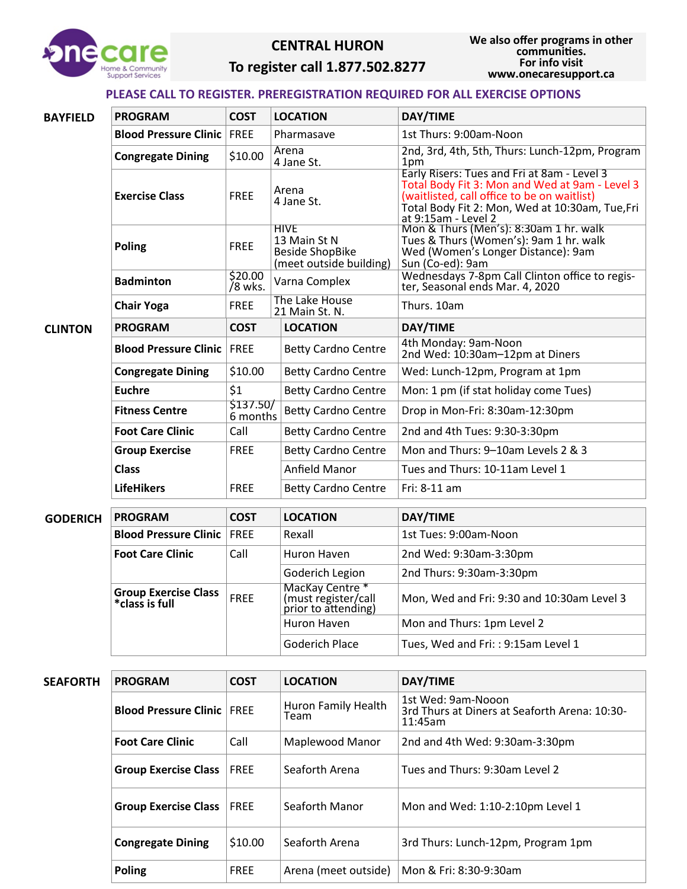# CENTRAL HURON

## To register call 1.877.502.8277

We also offer programs in other communities. For info visit www.onecaresupport.ca

**PLEASE CALL TO REGISTER. PREREGISTRATION REQUIRED FOR ALL EXERCISE OPTIONS**

### BAYFIELD

| PROGRAM | COST | LOCATION | DAY/TIME |
|---|---|---|---|
| **Blood Pressure Clinic** | FREE | Pharmasave | 1st Thurs: 9:00am-Noon |
| **Congregate Dining** | $10.00 | Arena<br>4 Jane St. | 2nd, 3rd, 4th, 5th, Thurs: Lunch-12pm, Program 1pm |
| **Exercise Class** | FREE | Arena<br>4 Jane St. | Early Risers: Tues and Fri at 8am - Level 3<br>Total Body Fit 3: Mon and Wed at 9am - Level 3 (waitlisted, call office to be on waitlist)<br>Total Body Fit 2: Mon, Wed at 10:30am, Tue,Fri at 9:15am - Level 2 |
| **Poling** | FREE | HIVE<br>13 Main St N<br>Beside ShopBike<br>(meet outside building) | Mon & Thurs (Men's): 8:30am 1 hr. walk<br>Tues & Thurs (Women's): 9am 1 hr. walk<br>Wed (Women's Longer Distance): 9am<br>Sun (Co-ed): 9am |
| **Badminton** | $20.00 /8 wks. | Varna Complex | Wednesdays 7-8pm Call Clinton office to register, Seasonal ends Mar. 4, 2020 |
| **Chair Yoga** | FREE | The Lake House<br>21 Main St. N. | Thurs. 10am |

### CLINTON

| PROGRAM | COST | LOCATION | DAY/TIME |
|---|---|---|---|
| **Blood Pressure Clinic** | FREE | Betty Cardno Centre | 4th Monday: 9am-Noon<br>2nd Wed: 10:30am–12pm at Diners |
| **Congregate Dining** | $10.00 | Betty Cardno Centre | Wed: Lunch-12pm, Program at 1pm |
| **Euchre** | $1 | Betty Cardno Centre | Mon: 1 pm (if stat holiday come Tues) |
| **Fitness Centre** | $137.50/ 6 months | Betty Cardno Centre | Drop in Mon-Fri: 8:30am-12:30pm |
| **Foot Care Clinic** | Call | Betty Cardno Centre | 2nd and 4th Tues: 9:30-3:30pm |
| **Group Exercise** | FREE | Betty Cardno Centre | Mon and Thurs: 9–10am Levels 2 & 3 |
| **Class** | | Anfield Manor | Tues and Thurs: 10-11am Level 1 |
| **LifeHikers** | FREE | Betty Cardno Centre | Fri: 8-11 am |

### GODERICH

| PROGRAM | COST | LOCATION | DAY/TIME |
|---|---|---|---|
| **Blood Pressure Clinic** | FREE | Rexall | 1st Tues: 9:00am-Noon |
| **Foot Care Clinic** | Call | Huron Haven | 2nd Wed: 9:30am-3:30pm |
| | | Goderich Legion | 2nd Thurs: 9:30am-3:30pm |
| **Group Exercise Class *class is full** | FREE | MacKay Centre *<br>(must register/call prior to attending) | Mon, Wed and Fri: 9:30 and 10:30am Level 3 |
| | | Huron Haven | Mon and Thurs: 1pm Level 2 |
| | | Goderich Place | Tues, Wed and Fri: : 9:15am Level 1 |

### SEAFORTH

| PROGRAM | COST | LOCATION | DAY/TIME |
|---|---|---|---|
| **Blood Pressure Clinic** | FREE | Huron Family Health Team | 1st Wed: 9am-Nooon<br>3rd Thurs at Diners at Seaforth Arena: 10:30-11:45am |
| **Foot Care Clinic** | Call | Maplewood Manor | 2nd and 4th Wed: 9:30am-3:30pm |
| **Group Exercise Class** | FREE | Seaforth Arena | Tues and Thurs: 9:30am Level 2 |
| **Group Exercise Class** | FREE | Seaforth Manor | Mon and Wed: 1:10-2:10pm Level 1 |
| **Congregate Dining** | $10.00 | Seaforth Arena | 3rd Thurs: Lunch-12pm, Program 1pm |
| **Poling** | FREE | Arena (meet outside) | Mon & Fri: 8:30-9:30am |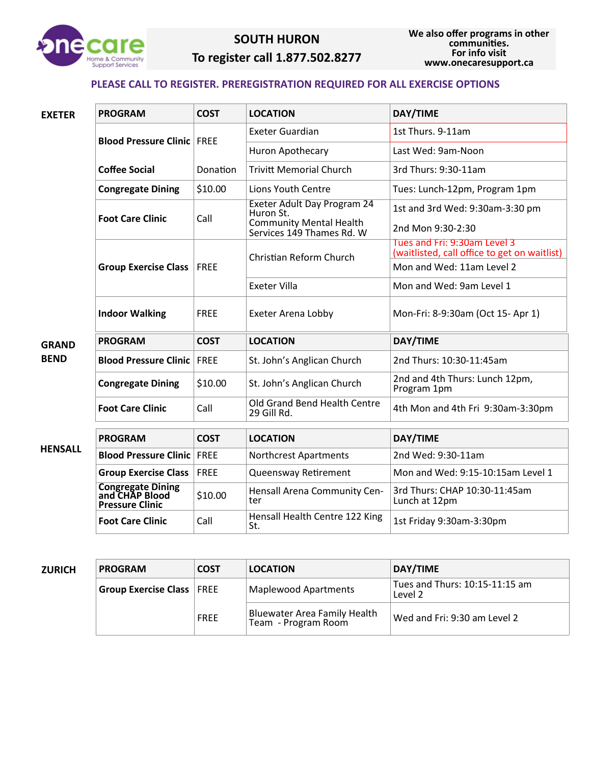**onecare** Home & Community Support Services

# SOUTH HURON

**To register call 1.877.502.8277**

We also offer programs in other communities. For info visit www.onecaresupport.ca

**PLEASE CALL TO REGISTER. PREREGISTRATION REQUIRED FOR ALL EXERCISE OPTIONS**

## EXETER

| PROGRAM | COST | LOCATION | DAY/TIME |
|---|---|---|---|
| **Blood Pressure Clinic** | FREE | Exeter Guardian | 1st Thurs. 9-11am |
| | | Huron Apothecary | Last Wed: 9am-Noon |
| **Coffee Social** | Donation | Trivitt Memorial Church | 3rd Thurs: 9:30-11am |
| **Congregate Dining** | $10.00 | Lions Youth Centre | Tues: Lunch-12pm, Program 1pm |
| **Foot Care Clinic** | Call | Exeter Adult Day Program 24 Huron St. | 1st and 3rd Wed: 9:30am-3:30 pm |
| | | Community Mental Health Services 149 Thames Rd. W | 2nd Mon 9:30-2:30 |
| **Group Exercise Class** | FREE | Christian Reform Church | Tues and Fri: 9:30am Level 3 (waitlisted, call office to get on waitlist) |
| | | | Mon and Wed: 11am Level 2 |
| | | Exeter Villa | Mon and Wed: 9am Level 1 |
| **Indoor Walking** | FREE | Exeter Arena Lobby | Mon-Fri: 8-9:30am (Oct 15- Apr 1) |

## GRAND BEND

| PROGRAM | COST | LOCATION | DAY/TIME |
|---|---|---|---|
| **Blood Pressure Clinic** | FREE | St. John's Anglican Church | 2nd Thurs: 10:30-11:45am |
| **Congregate Dining** | $10.00 | St. John's Anglican Church | 2nd and 4th Thurs: Lunch 12pm, Program 1pm |
| **Foot Care Clinic** | Call | Old Grand Bend Health Centre 29 Gill Rd. | 4th Mon and 4th Fri 9:30am-3:30pm |

## HENSALL

| PROGRAM | COST | LOCATION | DAY/TIME |
|---|---|---|---|
| **Blood Pressure Clinic** | FREE | Northcrest Apartments | 2nd Wed: 9:30-11am |
| **Group Exercise Class** | FREE | Queensway Retirement | Mon and Wed: 9:15-10:15am Level 1 |
| **Congregate Dining and CHAP Blood Pressure Clinic** | $10.00 | Hensall Arena Community Center | 3rd Thurs: CHAP 10:30-11:45am Lunch at 12pm |
| **Foot Care Clinic** | Call | Hensall Health Centre 122 King St. | 1st Friday 9:30am-3:30pm |

## ZURICH

| PROGRAM | COST | LOCATION | DAY/TIME |
|---|---|---|---|
| **Group Exercise Class** | FREE | Maplewood Apartments | Tues and Thurs: 10:15-11:15 am Level 2 |
| | FREE | Bluewater Area Family Health Team - Program Room | Wed and Fri: 9:30 am Level 2 |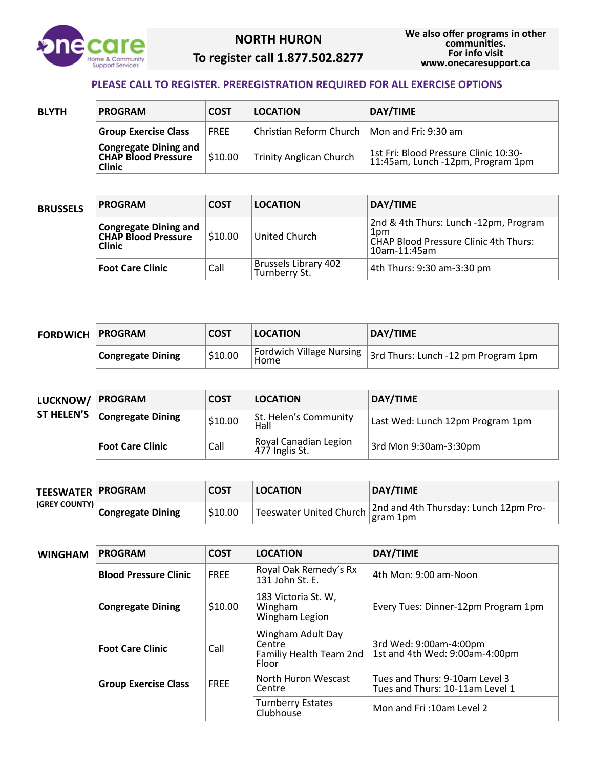# NORTH HURON

## To register call 1.877.502.8277

We also offer programs in other communities. For info visit www.onecaresupport.ca

**PLEASE CALL TO REGISTER. PREREGISTRATION REQUIRED FOR ALL EXERCISE OPTIONS**

### BLYTH

| PROGRAM | COST | LOCATION | DAY/TIME |
|---|---|---|---|
| **Group Exercise Class** | FREE | Christian Reform Church | Mon and Fri: 9:30 am |
| **Congregate Dining and CHAP Blood Pressure Clinic** | $10.00 | Trinity Anglican Church | 1st Fri: Blood Pressure Clinic 10:30-11:45am, Lunch -12pm, Program 1pm |

### BRUSSELS

| PROGRAM | COST | LOCATION | DAY/TIME |
|---|---|---|---|
| **Congregate Dining and CHAP Blood Pressure Clinic** | $10.00 | United Church | 2nd & 4th Thurs: Lunch -12pm, Program 1pm<br>CHAP Blood Pressure Clinic 4th Thurs: 10am-11:45am |
| **Foot Care Clinic** | Call | Brussels Library 402 Turnberry St. | 4th Thurs: 9:30 am-3:30 pm |

### FORDWICH

| PROGRAM | COST | LOCATION | DAY/TIME |
|---|---|---|---|
| **Congregate Dining** | $10.00 | Fordwich Village Nursing Home | 3rd Thurs: Lunch -12 pm Program 1pm |

### LUCKNOW/ST HELEN'S

| PROGRAM | COST | LOCATION | DAY/TIME |
|---|---|---|---|
| **Congregate Dining** | $10.00 | St. Helen's Community Hall | Last Wed: Lunch 12pm Program 1pm |
| **Foot Care Clinic** | Call | Royal Canadian Legion 477 Inglis St. | 3rd Mon 9:30am-3:30pm |

### TEESWATER (GREY COUNTY)

| PROGRAM | COST | LOCATION | DAY/TIME |
|---|---|---|---|
| **Congregate Dining** | $10.00 | Teeswater United Church | 2nd and 4th Thursday: Lunch 12pm Program 1pm |

### WINGHAM

| PROGRAM | COST | LOCATION | DAY/TIME |
|---|---|---|---|
| **Blood Pressure Clinic** | FREE | Royal Oak Remedy's Rx 131 John St. E. | 4th Mon: 9:00 am-Noon |
| **Congregate Dining** | $10.00 | 183 Victoria St. W, Wingham<br>Wingham Legion | Every Tues: Dinner-12pm Program 1pm |
| **Foot Care Clinic** | Call | Wingham Adult Day Centre<br>Familiy Health Team 2nd Floor | 3rd Wed: 9:00am-4:00pm<br>1st and 4th Wed: 9:00am-4:00pm |
| **Group Exercise Class** | FREE | North Huron Wescast Centre | Tues and Thurs: 9-10am Level 3<br>Tues and Thurs: 10-11am Level 1 |
| | | Turnberry Estates Clubhouse | Mon and Fri :10am Level 2 |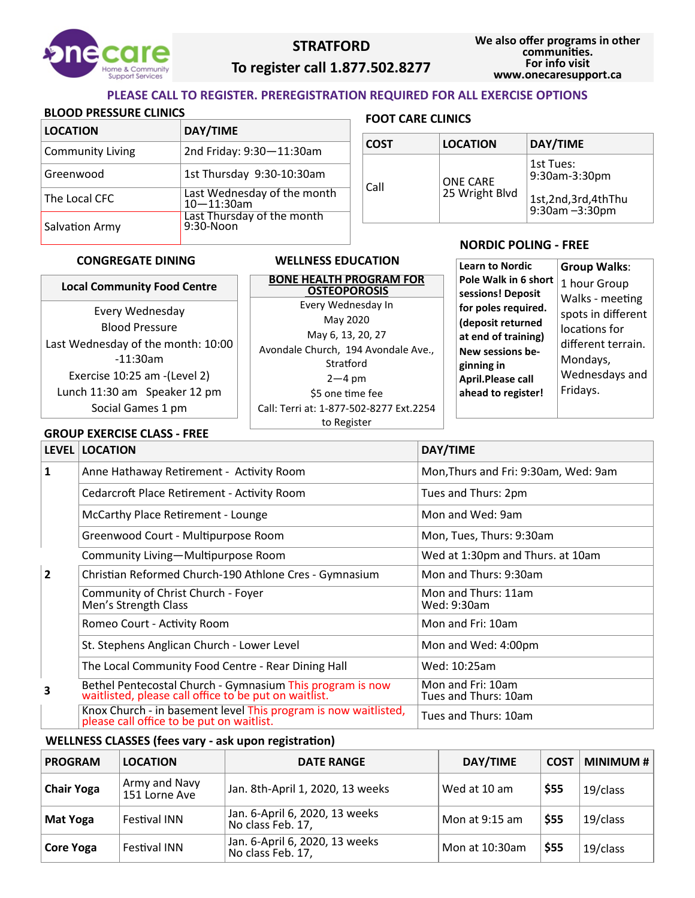onecare Home & Community Support Services

# STRATFORD

**To register call 1.877.502.8277**

**We also offer programs in other communities. For info visit www.onecaresupport.ca**

**PLEASE CALL TO REGISTER. PREREGISTRATION REQUIRED FOR ALL EXERCISE OPTIONS**

## BLOOD PRESSURE CLINICS

| LOCATION | DAY/TIME |
|---|---|
| Community Living | 2nd Friday: 9:30—11:30am |
| Greenwood | 1st Thursday 9:30-10:30am |
| The Local CFC | Last Wednesday of the month 10—11:30am |
| Salvation Army | Last Thursday of the month 9:30-Noon |

## FOOT CARE CLINICS

| COST | LOCATION | DAY/TIME |
|---|---|---|
| Call | ONE CARE 25 Wright Blvd | 1st Tues: 9:30am-3:30pm<br>1st,2nd,3rd,4thThu 9:30am –3:30pm |

## CONGREGATE DINING

**Local Community Food Centre**

Every Wednesday
Blood Pressure
Last Wednesday of the month: 10:00 -11:30am
Exercise 10:25 am -(Level 2)
Lunch 11:30 am Speaker 12 pm
Social Games 1 pm

## WELLNESS EDUCATION

**BONE HEALTH PROGRAM FOR OSTEOPOROSIS**

Every Wednesday In
May 2020
May 6, 13, 20, 27
Avondale Church, 194 Avondale Ave., Stratford
2—4 pm
$5 one time fee
Call: Terri at: 1-877-502-8277 Ext.2254 to Register

## NORDIC POLING - FREE

**Learn to Nordic Pole Walk in 6 short sessions! Deposit for poles required. (deposit returned at end of training) New sessions beginning in April.Please call ahead to register!**

**Group Walks**: 1 hour Group Walks - meeting spots in different locations for different terrain. Mondays, Wednesdays and Fridays.

## GROUP EXERCISE CLASS - FREE

| LEVEL | LOCATION | DAY/TIME |
|---|---|---|
| 1 | Anne Hathaway Retirement - Activity Room | Mon,Thurs and Fri: 9:30am, Wed: 9am |
| | Cedarcroft Place Retirement - Activity Room | Tues and Thurs: 2pm |
| | McCarthy Place Retirement - Lounge | Mon and Wed: 9am |
| | Greenwood Court - Multipurpose Room | Mon, Tues, Thurs: 9:30am |
| | Community Living—Multipurpose Room | Wed at 1:30pm and Thurs. at 10am |
| 2 | Christian Reformed Church-190 Athlone Cres - Gymnasium | Mon and Thurs: 9:30am |
| | Community of Christ Church - Foyer<br>Men's Strength Class | Mon and Thurs: 11am<br>Wed: 9:30am |
| | Romeo Court - Activity Room | Mon and Fri: 10am |
| | St. Stephens Anglican Church - Lower Level | Mon and Wed: 4:00pm |
| | The Local Community Food Centre - Rear Dining Hall | Wed: 10:25am |
| 3 | Bethel Pentecostal Church - Gymnasium This program is now waitlisted, please call office to be put on waitlist. | Mon and Fri: 10am<br>Tues and Thurs: 10am |
| | Knox Church - in basement level This program is now waitlisted, please call office to be put on waitlist. | Tues and Thurs: 10am |

## WELLNESS CLASSES (fees vary - ask upon registration)

| PROGRAM | LOCATION | DATE RANGE | DAY/TIME | COST | MINIMUM # |
|---|---|---|---|---|---|
| **Chair Yoga** | Army and Navy 151 Lorne Ave | Jan. 8th-April 1, 2020, 13 weeks | Wed at 10 am | **$55** | 19/class |
| **Mat Yoga** | Festival INN | Jan. 6-April 6, 2020, 13 weeks No class Feb. 17, | Mon at 9:15 am | **$55** | 19/class |
| **Core Yoga** | Festival INN | Jan. 6-April 6, 2020, 13 weeks No class Feb. 17, | Mon at 10:30am | **$55** | 19/class |